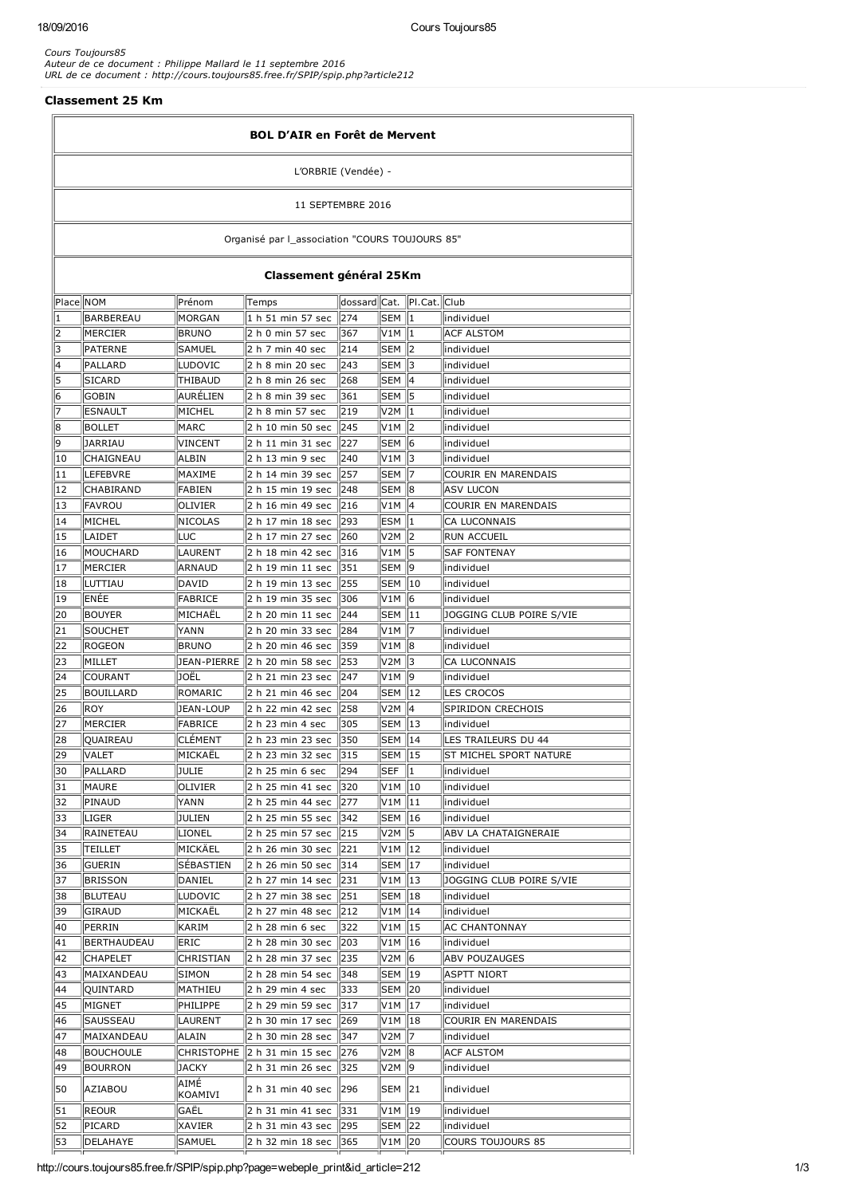*Cours Toujours85*
*Auteur de ce document : Philippe Mallard le 11 septembre 2016*
*URL de ce document : http://cours.toujours85.free.fr/SPIP/spip.php?article212*

## Classement 25 Km

**BOL D'AIR en Forêt de Mervent**

L'ORBRIE (Vendée) -

11 SEPTEMBRE 2016

Organisé par l_association "COURS TOUJOURS 85"

**Classement général 25Km**

| Place | NOM | Prénom | Temps | dossard | Cat. | Pl.Cat. | Club |
|---|---|---|---|---|---|---|---|
| 1 | BARBEREAU | MORGAN | 1 h 51 min 57 sec | 274 | SEM | 1 | individuel |
| 2 | MERCIER | BRUNO | 2 h 0 min 57 sec | 367 | V1M | 1 | ACF ALSTOM |
| 3 | PATERNE | SAMUEL | 2 h 7 min 40 sec | 214 | SEM | 2 | individuel |
| 4 | PALLARD | LUDOVIC | 2 h 8 min 20 sec | 243 | SEM | 3 | individuel |
| 5 | SICARD | THIBAUD | 2 h 8 min 26 sec | 268 | SEM | 4 | individuel |
| 6 | GOBIN | AURÉLIEN | 2 h 8 min 39 sec | 361 | SEM | 5 | individuel |
| 7 | ESNAULT | MICHEL | 2 h 8 min 57 sec | 219 | V2M | 1 | individuel |
| 8 | BOLLET | MARC | 2 h 10 min 50 sec | 245 | V1M | 2 | individuel |
| 9 | JARRIAU | VINCENT | 2 h 11 min 31 sec | 227 | SEM | 6 | individuel |
| 10 | CHAIGNEAU | ALBIN | 2 h 13 min 9 sec | 240 | V1M | 3 | individuel |
| 11 | LEFEBVRE | MAXIME | 2 h 14 min 39 sec | 257 | SEM | 7 | COURIR EN MARENDAIS |
| 12 | CHABIRAND | FABIEN | 2 h 15 min 19 sec | 248 | SEM | 8 | ASV LUCON |
| 13 | FAVROU | OLIVIER | 2 h 16 min 49 sec | 216 | V1M | 4 | COURIR EN MARENDAIS |
| 14 | MICHEL | NICOLAS | 2 h 17 min 18 sec | 293 | ESM | 1 | CA LUCONNAIS |
| 15 | LAIDET | LUC | 2 h 17 min 27 sec | 260 | V2M | 2 | RUN ACCUEIL |
| 16 | MOUCHARD | LAURENT | 2 h 18 min 42 sec | 316 | V1M | 5 | SAF FONTENAY |
| 17 | MERCIER | ARNAUD | 2 h 19 min 11 sec | 351 | SEM | 9 | individuel |
| 18 | LUTTIAU | DAVID | 2 h 19 min 13 sec | 255 | SEM | 10 | individuel |
| 19 | ENÉE | FABRICE | 2 h 19 min 35 sec | 306 | V1M | 6 | individuel |
| 20 | BOUYER | MICHAËL | 2 h 20 min 11 sec | 244 | SEM | 11 | JOGGING CLUB POIRE S/VIE |
| 21 | SOUCHET | YANN | 2 h 20 min 33 sec | 284 | V1M | 7 | individuel |
| 22 | ROGEON | BRUNO | 2 h 20 min 46 sec | 359 | V1M | 8 | individuel |
| 23 | MILLET | JEAN-PIERRE | 2 h 20 min 58 sec | 253 | V2M | 3 | CA LUCONNAIS |
| 24 | COURANT | JOËL | 2 h 21 min 23 sec | 247 | V1M | 9 | individuel |
| 25 | BOUILLARD | ROMARIC | 2 h 21 min 46 sec | 204 | SEM | 12 | LES CROCOS |
| 26 | ROY | JEAN-LOUP | 2 h 22 min 42 sec | 258 | V2M | 4 | SPIRIDON CRECHOIS |
| 27 | MERCIER | FABRICE | 2 h 23 min 4 sec | 305 | SEM | 13 | individuel |
| 28 | QUAIREAU | CLÉMENT | 2 h 23 min 23 sec | 350 | SEM | 14 | LES TRAILEURS DU 44 |
| 29 | VALET | MICKAËL | 2 h 23 min 32 sec | 315 | SEM | 15 | ST MICHEL SPORT NATURE |
| 30 | PALLARD | JULIE | 2 h 25 min 6 sec | 294 | SEF | 1 | individuel |
| 31 | MAURE | OLIVIER | 2 h 25 min 41 sec | 320 | V1M | 10 | individuel |
| 32 | PINAUD | YANN | 2 h 25 min 44 sec | 277 | V1M | 11 | individuel |
| 33 | LIGER | JULIEN | 2 h 25 min 55 sec | 342 | SEM | 16 | individuel |
| 34 | RAINETEAU | LIONEL | 2 h 25 min 57 sec | 215 | V2M | 5 | ABV LA CHATAIGNERAIE |
| 35 | TEILLET | MICKÄEL | 2 h 26 min 30 sec | 221 | V1M | 12 | individuel |
| 36 | GUERIN | SÉBASTIEN | 2 h 26 min 50 sec | 314 | SEM | 17 | individuel |
| 37 | BRISSON | DANIEL | 2 h 27 min 14 sec | 231 | V1M | 13 | JOGGING CLUB POIRE S/VIE |
| 38 | BLUTEAU | LUDOVIC | 2 h 27 min 38 sec | 251 | SEM | 18 | individuel |
| 39 | GIRAUD | MICKAËL | 2 h 27 min 48 sec | 212 | V1M | 14 | individuel |
| 40 | PERRIN | KARIM | 2 h 28 min 6 sec | 322 | V1M | 15 | AC CHANTONNAY |
| 41 | BERTHAUDEAU | ERIC | 2 h 28 min 30 sec | 203 | V1M | 16 | individuel |
| 42 | CHAPELET | CHRISTIAN | 2 h 28 min 37 sec | 235 | V2M | 6 | ABV POUZAUGES |
| 43 | MAIXANDEAU | SIMON | 2 h 28 min 54 sec | 348 | SEM | 19 | ASPTT NIORT |
| 44 | QUINTARD | MATHIEU | 2 h 29 min 4 sec | 333 | SEM | 20 | individuel |
| 45 | MIGNET | PHILIPPE | 2 h 29 min 59 sec | 317 | V1M | 17 | individuel |
| 46 | SAUSSEAU | LAURENT | 2 h 30 min 17 sec | 269 | V1M | 18 | COURIR EN MARENDAIS |
| 47 | MAIXANDEAU | ALAIN | 2 h 30 min 28 sec | 347 | V2M | 7 | individuel |
| 48 | BOUCHOULE | CHRISTOPHE | 2 h 31 min 15 sec | 276 | V2M | 8 | ACF ALSTOM |
| 49 | BOURRON | JACKY | 2 h 31 min 26 sec | 325 | V2M | 9 | individuel |
| 50 | AZIABOU | AIMÉ KOAMIVI | 2 h 31 min 40 sec | 296 | SEM | 21 | individuel |
| 51 | REOUR | GAËL | 2 h 31 min 41 sec | 331 | V1M | 19 | individuel |
| 52 | PICARD | XAVIER | 2 h 31 min 43 sec | 295 | SEM | 22 | individuel |
| 53 | DELAHAYE | SAMUEL | 2 h 32 min 18 sec | 365 | V1M | 20 | COURS TOUJOURS 85 |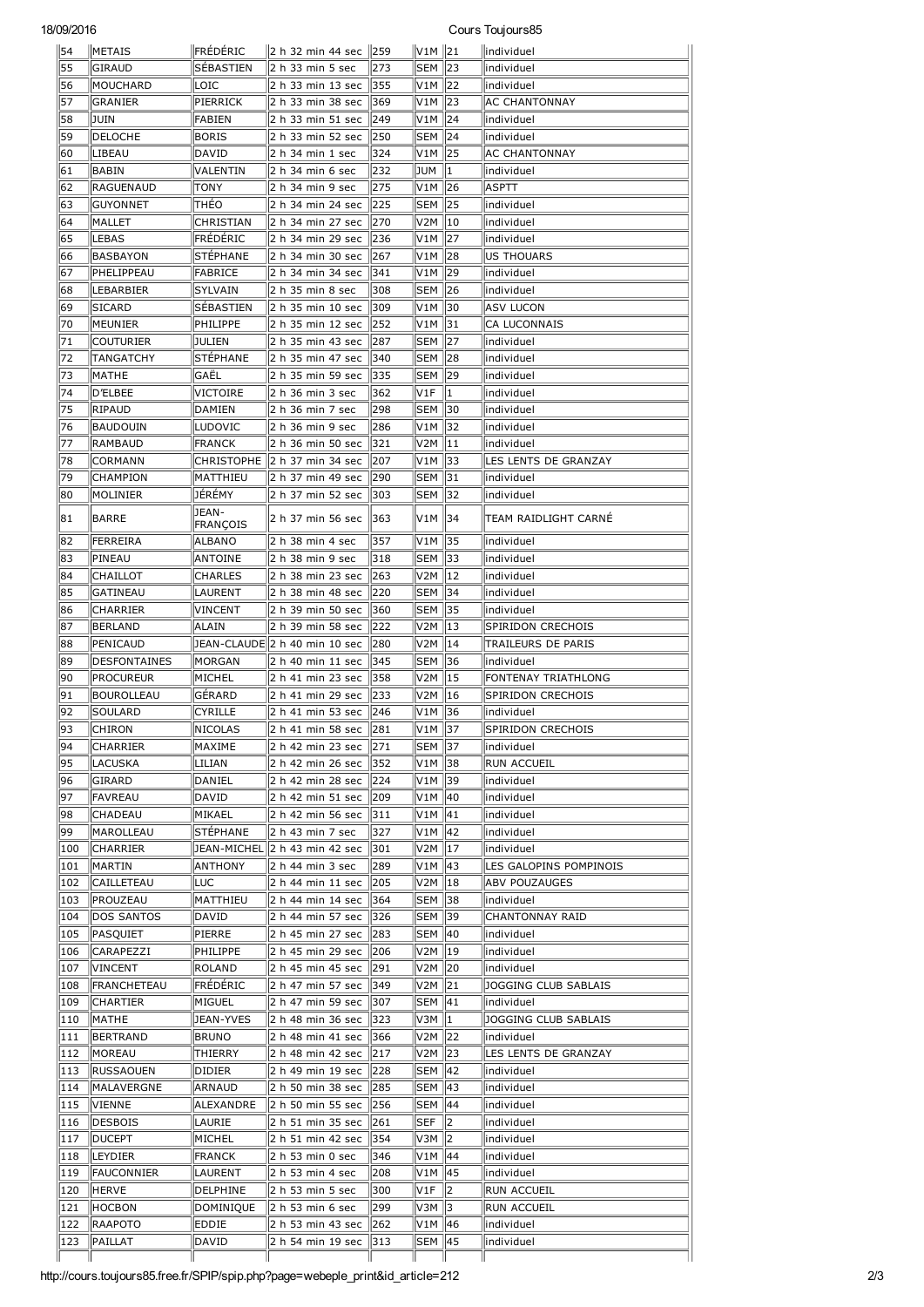| 54 | METAIS | FRÉDÉRIC | 2 h 32 min 44 sec | 259 | V1M | 21 | individuel |
|---|---|---|---|---|---|---|---|
| 55 | GIRAUD | SÉBASTIEN | 2 h 33 min 5 sec | 273 | SEM | 23 | individuel |
| 56 | MOUCHARD | LOIC | 2 h 33 min 13 sec | 355 | V1M | 22 | individuel |
| 57 | GRANIER | PIERRICK | 2 h 33 min 38 sec | 369 | V1M | 23 | AC CHANTONNAY |
| 58 | JUIN | FABIEN | 2 h 33 min 51 sec | 249 | V1M | 24 | individuel |
| 59 | DELOCHE | BORIS | 2 h 33 min 52 sec | 250 | SEM | 24 | individuel |
| 60 | LIBEAU | DAVID | 2 h 34 min 1 sec | 324 | V1M | 25 | AC CHANTONNAY |
| 61 | BABIN | VALENTIN | 2 h 34 min 6 sec | 232 | JUM | 1 | individuel |
| 62 | RAGUENAUD | TONY | 2 h 34 min 9 sec | 275 | V1M | 26 | ASPTT |
| 63 | GUYONNET | THÉO | 2 h 34 min 24 sec | 225 | SEM | 25 | individuel |
| 64 | MALLET | CHRISTIAN | 2 h 34 min 27 sec | 270 | V2M | 10 | individuel |
| 65 | LEBAS | FRÉDÉRIC | 2 h 34 min 29 sec | 236 | V1M | 27 | individuel |
| 66 | BASBAYON | STÉPHANE | 2 h 34 min 30 sec | 267 | V1M | 28 | US THOUARS |
| 67 | PHELIPPEAU | FABRICE | 2 h 34 min 34 sec | 341 | V1M | 29 | individuel |
| 68 | LEBARBIER | SYLVAIN | 2 h 35 min 8 sec | 308 | SEM | 26 | individuel |
| 69 | SICARD | SÉBASTIEN | 2 h 35 min 10 sec | 309 | V1M | 30 | ASV LUCON |
| 70 | MEUNIER | PHILIPPE | 2 h 35 min 12 sec | 252 | V1M | 31 | CA LUCONNAIS |
| 71 | COUTURIER | JULIEN | 2 h 35 min 43 sec | 287 | SEM | 27 | individuel |
| 72 | TANGATCHY | STÉPHANE | 2 h 35 min 47 sec | 340 | SEM | 28 | individuel |
| 73 | MATHE | GAËL | 2 h 35 min 59 sec | 335 | SEM | 29 | individuel |
| 74 | D'ELBEE | VICTOIRE | 2 h 36 min 3 sec | 362 | V1F | 1 | individuel |
| 75 | RIPAUD | DAMIEN | 2 h 36 min 7 sec | 298 | SEM | 30 | individuel |
| 76 | BAUDOUIN | LUDOVIC | 2 h 36 min 9 sec | 286 | V1M | 32 | individuel |
| 77 | RAMBAUD | FRANCK | 2 h 36 min 50 sec | 321 | V2M | 11 | individuel |
| 78 | CORMANN | CHRISTOPHE | 2 h 37 min 34 sec | 207 | V1M | 33 | LES LENTS DE GRANZAY |
| 79 | CHAMPION | MATTHIEU | 2 h 37 min 49 sec | 290 | SEM | 31 | individuel |
| 80 | MOLINIER | JÉRÉMY | 2 h 37 min 52 sec | 303 | SEM | 32 | individuel |
| 81 | BARRE | JEAN-FRANÇOIS | 2 h 37 min 56 sec | 363 | V1M | 34 | TEAM RAIDLIGHT CARNÉ |
| 82 | FERREIRA | ALBANO | 2 h 38 min 4 sec | 357 | V1M | 35 | individuel |
| 83 | PINEAU | ANTOINE | 2 h 38 min 9 sec | 318 | SEM | 33 | individuel |
| 84 | CHAILLOT | CHARLES | 2 h 38 min 23 sec | 263 | V2M | 12 | individuel |
| 85 | GATINEAU | LAURENT | 2 h 38 min 48 sec | 220 | SEM | 34 | individuel |
| 86 | CHARRIER | VINCENT | 2 h 39 min 50 sec | 360 | SEM | 35 | individuel |
| 87 | BERLAND | ALAIN | 2 h 39 min 58 sec | 222 | V2M | 13 | SPIRIDON CRECHOIS |
| 88 | PENICAUD | JEAN-CLAUDE | 2 h 40 min 10 sec | 280 | V2M | 14 | TRAILEURS DE PARIS |
| 89 | DESFONTAINES | MORGAN | 2 h 40 min 11 sec | 345 | SEM | 36 | individuel |
| 90 | PROCUREUR | MICHEL | 2 h 41 min 23 sec | 358 | V2M | 15 | FONTENAY TRIATHLONG |
| 91 | BOUROLLEAU | GÉRARD | 2 h 41 min 29 sec | 233 | V2M | 16 | SPIRIDON CRECHOIS |
| 92 | SOULARD | CYRILLE | 2 h 41 min 53 sec | 246 | V1M | 36 | individuel |
| 93 | CHIRON | NICOLAS | 2 h 41 min 58 sec | 281 | V1M | 37 | SPIRIDON CRECHOIS |
| 94 | CHARRIER | MAXIME | 2 h 42 min 23 sec | 271 | SEM | 37 | individuel |
| 95 | LACUSKA | LILIAN | 2 h 42 min 26 sec | 352 | V1M | 38 | RUN ACCUEIL |
| 96 | GIRARD | DANIEL | 2 h 42 min 28 sec | 224 | V1M | 39 | individuel |
| 97 | FAVREAU | DAVID | 2 h 42 min 51 sec | 209 | V1M | 40 | individuel |
| 98 | CHADEAU | MIKAEL | 2 h 42 min 56 sec | 311 | V1M | 41 | individuel |
| 99 | MAROLLEAU | STÉPHANE | 2 h 43 min 7 sec | 327 | V1M | 42 | individuel |
| 100 | CHARRIER | JEAN-MICHEL | 2 h 43 min 42 sec | 301 | V2M | 17 | individuel |
| 101 | MARTIN | ANTHONY | 2 h 44 min 3 sec | 289 | V1M | 43 | LES GALOPINS POMPINOIS |
| 102 | CAILLETEAU | LUC | 2 h 44 min 11 sec | 205 | V2M | 18 | ABV POUZAUGES |
| 103 | PROUZEAU | MATTHIEU | 2 h 44 min 14 sec | 364 | SEM | 38 | individuel |
| 104 | DOS SANTOS | DAVID | 2 h 44 min 57 sec | 326 | SEM | 39 | CHANTONNAY RAID |
| 105 | PASQUIET | PIERRE | 2 h 45 min 27 sec | 283 | SEM | 40 | individuel |
| 106 | CARAPEZZI | PHILIPPE | 2 h 45 min 29 sec | 206 | V2M | 19 | individuel |
| 107 | VINCENT | ROLAND | 2 h 45 min 45 sec | 291 | V2M | 20 | individuel |
| 108 | FRANCHETEAU | FRÉDÉRIC | 2 h 47 min 57 sec | 349 | V2M | 21 | JOGGING CLUB SABLAIS |
| 109 | CHARTIER | MIGUEL | 2 h 47 min 59 sec | 307 | SEM | 41 | individuel |
| 110 | MATHE | JEAN-YVES | 2 h 48 min 36 sec | 323 | V3M | 1 | JOGGING CLUB SABLAIS |
| 111 | BERTRAND | BRUNO | 2 h 48 min 41 sec | 366 | V2M | 22 | individuel |
| 112 | MOREAU | THIERRY | 2 h 48 min 42 sec | 217 | V2M | 23 | LES LENTS DE GRANZAY |
| 113 | RUSSAOUEN | DIDIER | 2 h 49 min 19 sec | 228 | SEM | 42 | individuel |
| 114 | MALAVERGNE | ARNAUD | 2 h 50 min 38 sec | 285 | SEM | 43 | individuel |
| 115 | VIENNE | ALEXANDRE | 2 h 50 min 55 sec | 256 | SEM | 44 | individuel |
| 116 | DESBOIS | LAURIE | 2 h 51 min 35 sec | 261 | SEF | 2 | individuel |
| 117 | DUCEPT | MICHEL | 2 h 51 min 42 sec | 354 | V3M | 2 | individuel |
| 118 | LEYDIER | FRANCK | 2 h 53 min 0 sec | 346 | V1M | 44 | individuel |
| 119 | FAUCONNIER | LAURENT | 2 h 53 min 4 sec | 208 | V1M | 45 | individuel |
| 120 | HERVE | DELPHINE | 2 h 53 min 5 sec | 300 | V1F | 2 | RUN ACCUEIL |
| 121 | HOCBON | DOMINIQUE | 2 h 53 min 6 sec | 299 | V3M | 3 | RUN ACCUEIL |
| 122 | RAAPOTO | EDDIE | 2 h 53 min 43 sec | 262 | V1M | 46 | individuel |
| 123 | PAILLAT | DAVID | 2 h 54 min 19 sec | 313 | SEM | 45 | individuel |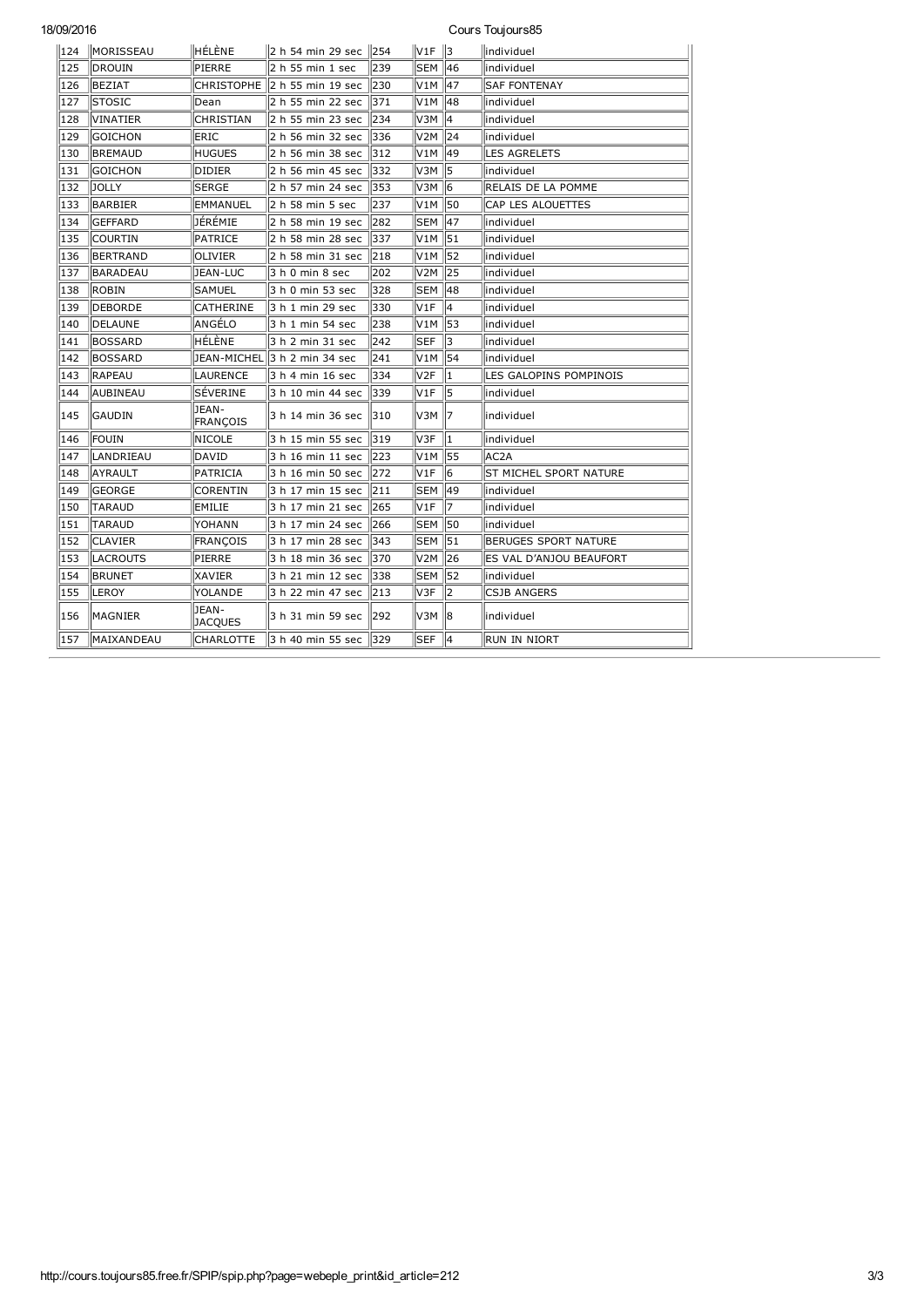| | | | | | | | |
|---|---|---|---|---|---|---|---|
| 124 | MORISSEAU | HÉLÈNE | 2 h 54 min 29 sec | 254 | V1F | 3 | individuel |
| 125 | DROUIN | PIERRE | 2 h 55 min 1 sec | 239 | SEM | 46 | individuel |
| 126 | BEZIAT | CHRISTOPHE | 2 h 55 min 19 sec | 230 | V1M | 47 | SAF FONTENAY |
| 127 | STOSIC | Dean | 2 h 55 min 22 sec | 371 | V1M | 48 | individuel |
| 128 | VINATIER | CHRISTIAN | 2 h 55 min 23 sec | 234 | V3M | 4 | individuel |
| 129 | GOICHON | ERIC | 2 h 56 min 32 sec | 336 | V2M | 24 | individuel |
| 130 | BREMAUD | HUGUES | 2 h 56 min 38 sec | 312 | V1M | 49 | LES AGRELETS |
| 131 | GOICHON | DIDIER | 2 h 56 min 45 sec | 332 | V3M | 5 | individuel |
| 132 | JOLLY | SERGE | 2 h 57 min 24 sec | 353 | V3M | 6 | RELAIS DE LA POMME |
| 133 | BARBIER | EMMANUEL | 2 h 58 min 5 sec | 237 | V1M | 50 | CAP LES ALOUETTES |
| 134 | GEFFARD | JÉRÉMIE | 2 h 58 min 19 sec | 282 | SEM | 47 | individuel |
| 135 | COURTIN | PATRICE | 2 h 58 min 28 sec | 337 | V1M | 51 | individuel |
| 136 | BERTRAND | OLIVIER | 2 h 58 min 31 sec | 218 | V1M | 52 | individuel |
| 137 | BARADEAU | JEAN-LUC | 3 h 0 min 8 sec | 202 | V2M | 25 | individuel |
| 138 | ROBIN | SAMUEL | 3 h 0 min 53 sec | 328 | SEM | 48 | individuel |
| 139 | DEBORDE | CATHERINE | 3 h 1 min 29 sec | 330 | V1F | 4 | individuel |
| 140 | DELAUNE | ANGÉLO | 3 h 1 min 54 sec | 238 | V1M | 53 | individuel |
| 141 | BOSSARD | HÉLÈNE | 3 h 2 min 31 sec | 242 | SEF | 3 | individuel |
| 142 | BOSSARD | JEAN-MICHEL | 3 h 2 min 34 sec | 241 | V1M | 54 | individuel |
| 143 | RAPEAU | LAURENCE | 3 h 4 min 16 sec | 334 | V2F | 1 | LES GALOPINS POMPINOIS |
| 144 | AUBINEAU | SÉVERINE | 3 h 10 min 44 sec | 339 | V1F | 5 | individuel |
| 145 | GAUDIN | JEAN-FRANÇOIS | 3 h 14 min 36 sec | 310 | V3M | 7 | individuel |
| 146 | FOUIN | NICOLE | 3 h 15 min 55 sec | 319 | V3F | 1 | individuel |
| 147 | LANDRIEAU | DAVID | 3 h 16 min 11 sec | 223 | V1M | 55 | AC2A |
| 148 | AYRAULT | PATRICIA | 3 h 16 min 50 sec | 272 | V1F | 6 | ST MICHEL SPORT NATURE |
| 149 | GEORGE | CORENTIN | 3 h 17 min 15 sec | 211 | SEM | 49 | individuel |
| 150 | TARAUD | EMILIE | 3 h 17 min 21 sec | 265 | V1F | 7 | individuel |
| 151 | TARAUD | YOHANN | 3 h 17 min 24 sec | 266 | SEM | 50 | individuel |
| 152 | CLAVIER | FRANÇOIS | 3 h 17 min 28 sec | 343 | SEM | 51 | BERUGES SPORT NATURE |
| 153 | LACROUTS | PIERRE | 3 h 18 min 36 sec | 370 | V2M | 26 | ES VAL D'ANJOU BEAUFORT |
| 154 | BRUNET | XAVIER | 3 h 21 min 12 sec | 338 | SEM | 52 | individuel |
| 155 | LEROY | YOLANDE | 3 h 22 min 47 sec | 213 | V3F | 2 | CSJB ANGERS |
| 156 | MAGNIER | JEAN-JACQUES | 3 h 31 min 59 sec | 292 | V3M | 8 | individuel |
| 157 | MAIXANDEAU | CHARLOTTE | 3 h 40 min 55 sec | 329 | SEF | 4 | RUN IN NIORT |